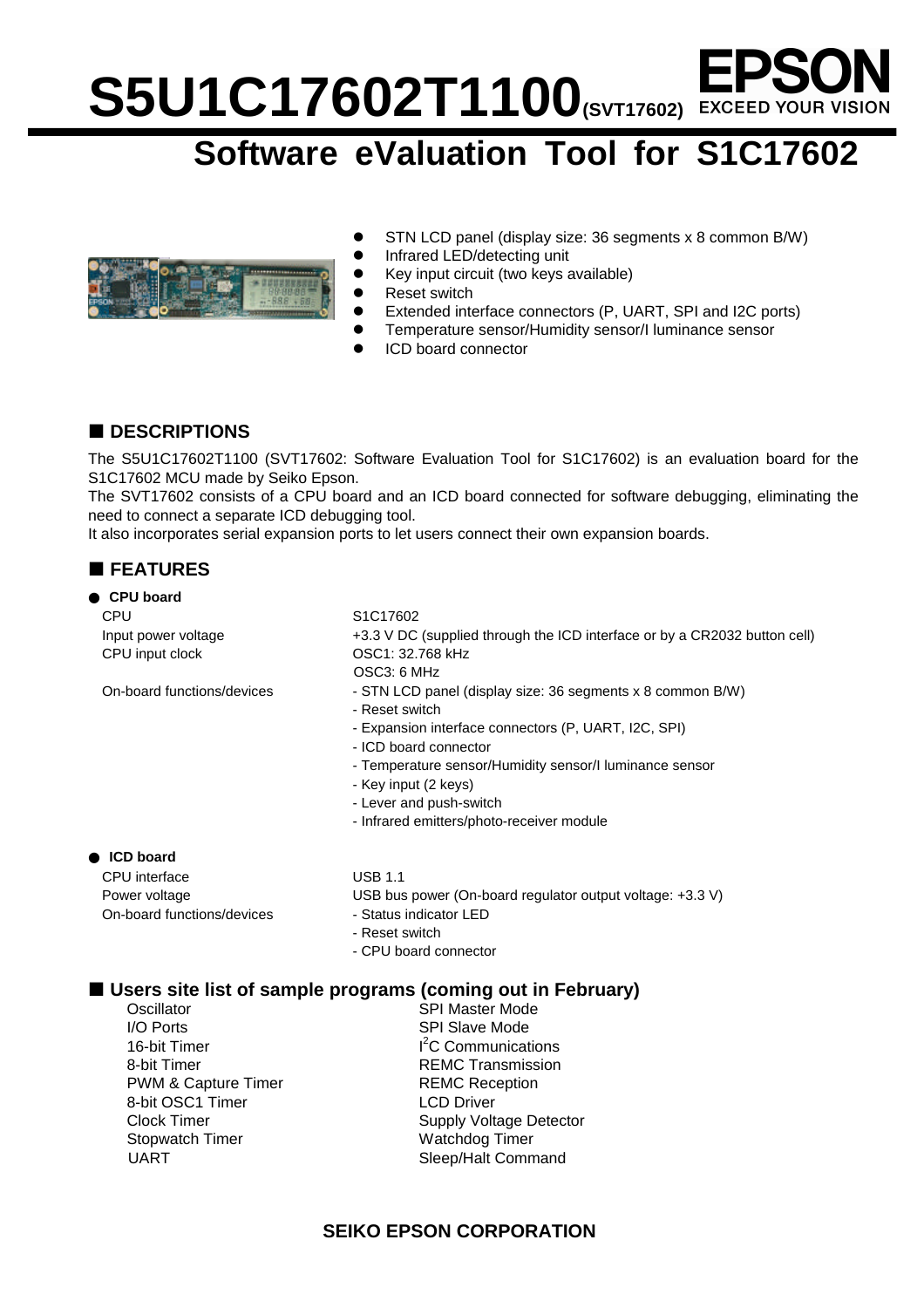# S5U1C17602T1100(SVT17602)

EPSON EXCEED YOUR VISION

## Software eValuation Tool for S1C17602

- STN LCD panel (display size: 36 segments x 8 common B/W)
- Infrared LED/detecting unit
- Key input circuit (two keys available)
- Reset switch
- Extended interface connectors (P, UART, SPI and I2C ports)
- Temperature sensor/Humidity sensor/I luminance sensor
- ICD board connector

## ■ DESCRIPTIONS

The S5U1C17602T1100 (SVT17602: Software Evaluation Tool for S1C17602) is an evaluation board for the S1C17602 MCU made by Seiko Epson.
The SVT17602 consists of a CPU board and an ICD board connected for software debugging, eliminating the need to connect a separate ICD debugging tool.
It also incorporates serial expansion ports to let users connect their own expansion boards.

## ■ FEATURES

**● CPU board**

| | |
|---|---|
| CPU | S1C17602 |
| Input power voltage | +3.3 V DC (supplied through the ICD interface or by a CR2032 button cell) |
| CPU input clock | OSC1: 32.768 kHz<br>OSC3: 6 MHz |
| On-board functions/devices | - STN LCD panel (display size: 36 segments x 8 common B/W)<br>- Reset switch<br>- Expansion interface connectors (P, UART, I2C, SPI)<br>- ICD board connector<br>- Temperature sensor/Humidity sensor/I luminance sensor<br>- Key input (2 keys)<br>- Lever and push-switch<br>- Infrared emitters/photo-receiver module |

**● ICD board**

| | |
|---|---|
| CPU interface | USB 1.1 |
| Power voltage | USB bus power (On-board regulator output voltage: +3.3 V) |
| On-board functions/devices | - Status indicator LED<br>- Reset switch<br>- CPU board connector |

## ■ Users site list of sample programs (coming out in February)

| | |
|---|---|
| Oscillator | SPI Master Mode |
| I/O Ports | SPI Slave Mode |
| 16-bit Timer | $I^2C$ Communications |
| 8-bit Timer | REMC Transmission |
| PWM & Capture Timer | REMC Reception |
| 8-bit OSC1 Timer | LCD Driver |
| Clock Timer | Supply Voltage Detector |
| Stopwatch Timer | Watchdog Timer |
| UART | Sleep/Halt Command |

**SEIKO EPSON CORPORATION**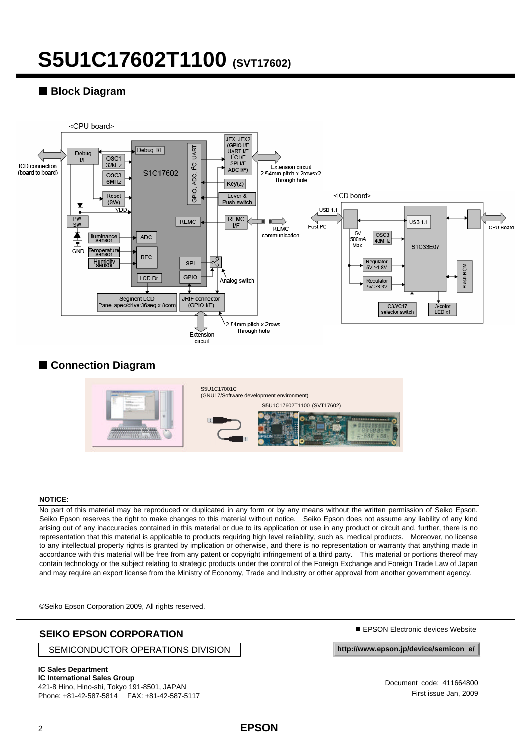# S5U1C17602T1100 (SVT17602)

## ■ Block Diagram

<CPU board>

ICD connection (board to board)

Debug I/F

OSC1 32kHz

OSC3 6MHz

Reset (SW)

VDD

PW SW

GND

Illuminance sensor

Temperature sensor

Humidity sensor

Debug I/F

S1C17602

GPIO, ADC, I²C, UART

JEX, JEX2 (GPIO I/F UART I/F I²C I/F SPI I/F ADC I/F)

Extension circuit 2.54mm pitch x 2rowsx2 Through hole

Key(2)

Lever & Push switch

REMC

REMC I/F

REMC communication

ADC

RFC

SPI

GPIO

Analog switch

LCD Dr

Segment LCD Panel spec/drive:36seg x 8com

JRIF connector (GPIO I/F)

2.54mm pitch x 2rows Through hole

Extension circuit

<ICD board>

USB 1.1

Host PC

5V 500mA Max.

OSC3 48MHz

USB 1.1

S1C33E07

Regulator 5V->1.8V

Regulator 5V->3.3V

Flash ROM

C33/C17 selector switch

3-color LED x1

CPU Board

## ■ Connection Diagram

S5U1C17001C (GNU17/Software development environment)

S5U1C17602T1100 (SVT17602)

**NOTICE:**

No part of this material may be reproduced or duplicated in any form or by any means without the written permission of Seiko Epson. Seiko Epson reserves the right to make changes to this material without notice. Seiko Epson does not assume any liability of any kind arising out of any inaccuracies contained in this material or due to its application or use in any product or circuit and, further, there is no representation that this material is applicable to products requiring high level reliability, such as, medical products. Moreover, no license to any intellectual property rights is granted by implication or otherwise, and there is no representation or warranty that anything made in accordance with this material will be free from any patent or copyright infringement of a third party. This material or portions thereof may contain technology or the subject relating to strategic products under the control of the Foreign Exchange and Foreign Trade Law of Japan and may require an export license from the Ministry of Economy, Trade and Industry or other approval from another government agency.

©Seiko Epson Corporation 2009, All rights reserved.

**SEIKO EPSON CORPORATION**

SEMICONDUCTOR OPERATIONS DIVISION

**IC Sales Department**
**IC International Sales Group**
421-8 Hino, Hino-shi, Tokyo 191-8501, JAPAN
Phone: +81-42-587-5814 FAX: +81-42-587-5117

■ EPSON Electronic devices Website

**http://www.epson.jp/device/semicon_e/**

Document code: 411664800
First issue Jan, 2009

**EPSON**